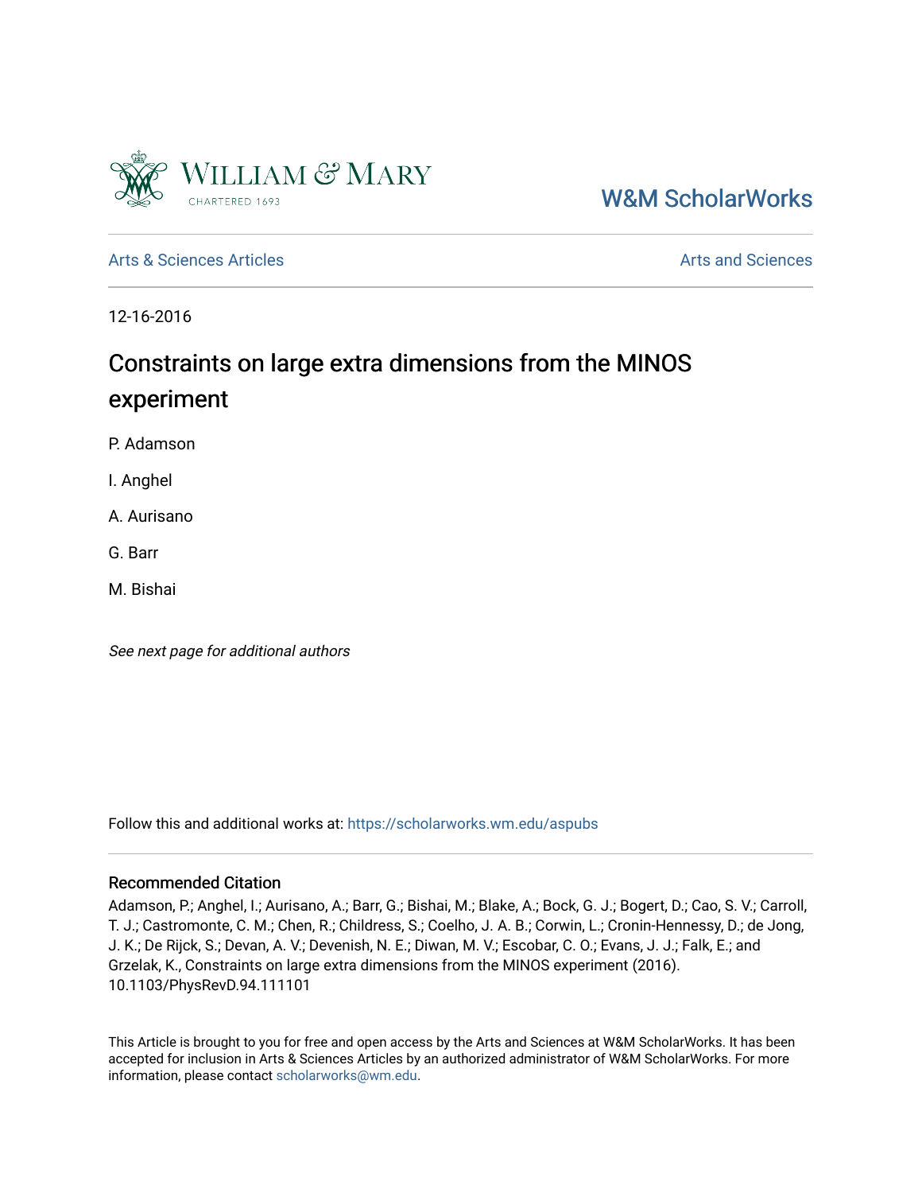William & Mary
CHARTERED 1693

W&M ScholarWorks

Arts & Sciences Articles

Arts and Sciences

12-16-2016

# Constraints on large extra dimensions from the MINOS experiment

P. Adamson

I. Anghel

A. Aurisano

G. Barr

M. Bishai

*See next page for additional authors*

Follow this and additional works at: https://scholarworks.wm.edu/aspubs

## Recommended Citation

Adamson, P.; Anghel, I.; Aurisano, A.; Barr, G.; Bishai, M.; Blake, A.; Bock, G. J.; Bogert, D.; Cao, S. V.; Carroll, T. J.; Castromonte, C. M.; Chen, R.; Childress, S.; Coelho, J. A. B.; Corwin, L.; Cronin-Hennessy, D.; de Jong, J. K.; De Rijck, S.; Devan, A. V.; Devenish, N. E.; Diwan, M. V.; Escobar, C. O.; Evans, J. J.; Falk, E.; and Grzelak, K., Constraints on large extra dimensions from the MINOS experiment (2016). 10.1103/PhysRevD.94.111101

This Article is brought to you for free and open access by the Arts and Sciences at W&M ScholarWorks. It has been accepted for inclusion in Arts & Sciences Articles by an authorized administrator of W&M ScholarWorks. For more information, please contact scholarworks@wm.edu.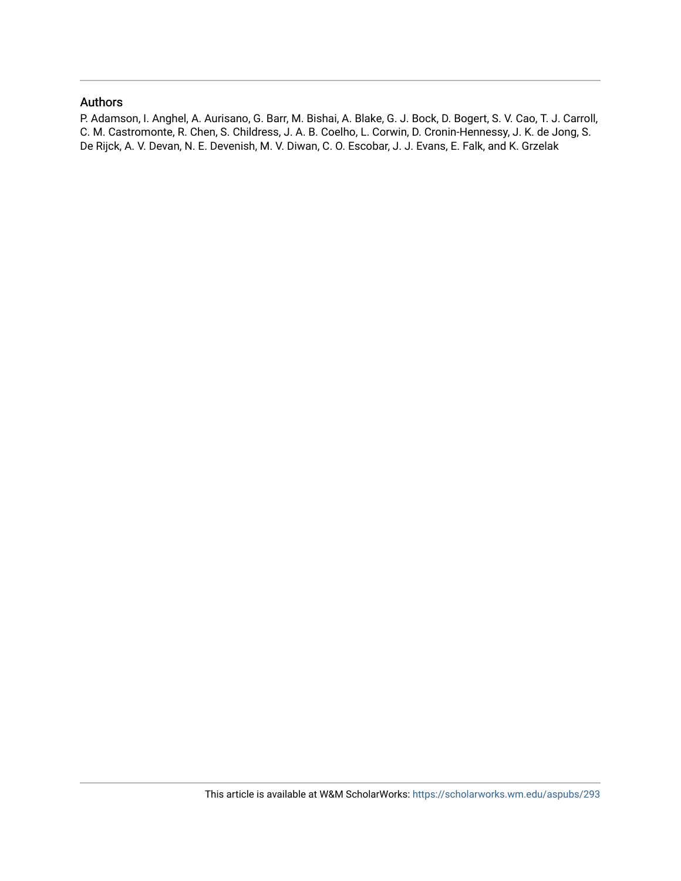## Authors

P. Adamson, I. Anghel, A. Aurisano, G. Barr, M. Bishai, A. Blake, G. J. Bock, D. Bogert, S. V. Cao, T. J. Carroll, C. M. Castromonte, R. Chen, S. Childress, J. A. B. Coelho, L. Corwin, D. Cronin-Hennessy, J. K. de Jong, S. De Rijck, A. V. Devan, N. E. Devenish, M. V. Diwan, C. O. Escobar, J. J. Evans, E. Falk, and K. Grzelak

This article is available at W&M ScholarWorks: https://scholarworks.wm.edu/aspubs/293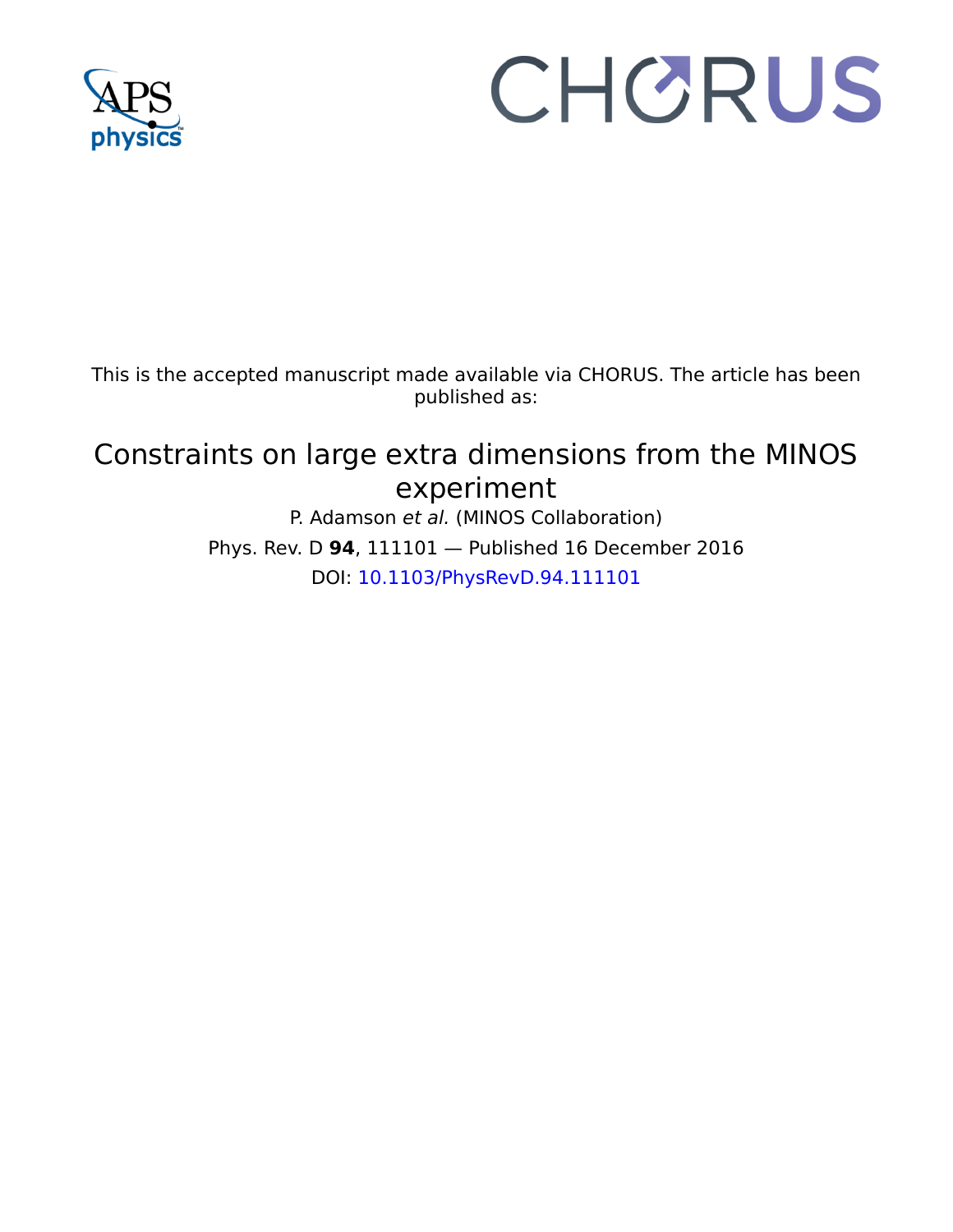This is the accepted manuscript made available via CHORUS. The article has been published as:

# Constraints on large extra dimensions from the MINOS experiment

P. Adamson *et al.* (MINOS Collaboration)

Phys. Rev. D **94**, 111101 — Published 16 December 2016

DOI: 10.1103/PhysRevD.94.111101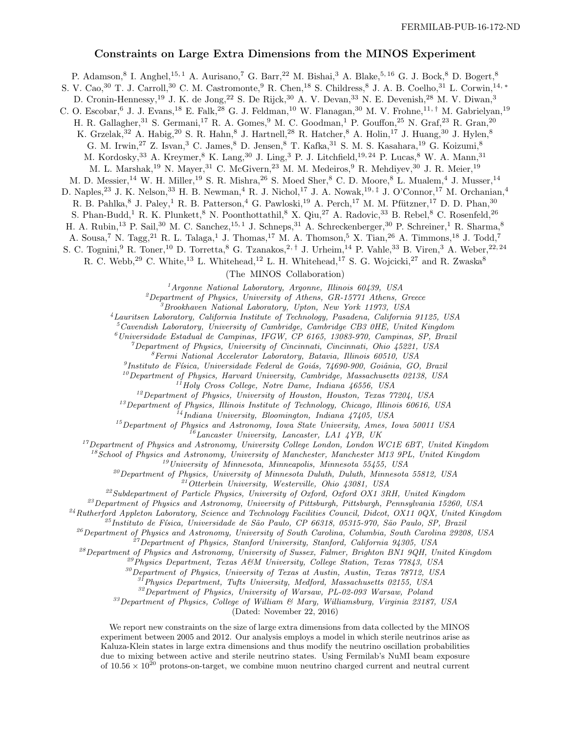FERMILAB-PUB-16-172-ND

# Constraints on Large Extra Dimensions from the MINOS Experiment

P. Adamson,[8] I. Anghel,[15,1] A. Aurisano,[7] G. Barr,[22] M. Bishai,[3] A. Blake,[5,16] G. J. Bock,[8] D. Bogert,[8] S. V. Cao,[30] T. J. Carroll,[30] C. M. Castromonte,[9] R. Chen,[18] S. Childress,[8] J. A. B. Coelho,[31] L. Corwin,[14,*] D. Cronin-Hennessy,[19] J. K. de Jong,[22] S. De Rijck,[30] A. V. Devan,[33] N. E. Devenish,[28] M. V. Diwan,[3] C. O. Escobar,[6] J. J. Evans,[18] E. Falk,[28] G. J. Feldman,[10] W. Flanagan,[30] M. V. Frohne,[11,†] M. Gabrielyan,[19] H. R. Gallagher,[31] S. Germani,[17] R. A. Gomes,[9] M. C. Goodman,[1] P. Gouffon,[25] N. Graf,[23] R. Gran,[20] K. Grzelak,[32] A. Habig,[20] S. R. Hahn,[8] J. Hartnell,[28] R. Hatcher,[8] A. Holin,[17] J. Huang,[30] J. Hylen,[8] G. M. Irwin,[27] Z. Isvan,[3] C. James,[8] D. Jensen,[8] T. Kafka,[31] S. M. S. Kasahara,[19] G. Koizumi,[8] M. Kordosky,[33] A. Kreymer,[8] K. Lang,[30] J. Ling,[3] P. J. Litchfield,[19,24] P. Lucas,[8] W. A. Mann,[31] M. L. Marshak,[19] N. Mayer,[31] C. McGivern,[23] M. M. Medeiros,[9] R. Mehdiyev,[30] J. R. Meier,[19] M. D. Messier,[14] W. H. Miller,[19] S. R. Mishra,[26] S. Moed Sher,[8] C. D. Moore,[8] L. Mualem,[4] J. Musser,[14] D. Naples,[23] J. K. Nelson,[33] H. B. Newman,[4] R. J. Nichol,[17] J. A. Nowak,[19,‡] J. O'Connor,[17] M. Orchanian,[4] R. B. Pahlka,[8] J. Paley,[1] R. B. Patterson,[4] G. Pawloski,[19] A. Perch,[17] M. M. Pfützner,[17] D. D. Phan,[30] S. Phan-Budd,[1] R. K. Plunkett,[8] N. Poonthottathil,[8] X. Qiu,[27] A. Radovic,[33] B. Rebel,[8] C. Rosenfeld,[26] H. A. Rubin,[13] P. Sail,[30] M. C. Sanchez,[15,1] J. Schneps,[31] A. Schreckenberger,[30] P. Schreiner,[1] R. Sharma,[8] A. Sousa,[7] N. Tagg,[21] R. L. Talaga,[1] J. Thomas,[17] M. A. Thomson,[5] X. Tian,[26] A. Timmons,[18] J. Todd,[7] S. C. Tognini,[9] R. Toner,[10] D. Torretta,[8] G. Tzanakos,[2,†] J. Urheim,[14] P. Vahle,[33] B. Viren,[3] A. Weber,[22,24] R. C. Webb,[29] C. White,[13] L. Whitehead,[12] L. H. Whitehead,[17] S. G. Wojcicki,[27] and R. Zwaska[8]

(The MINOS Collaboration)

[1]*Argonne National Laboratory, Argonne, Illinois 60439, USA*
[2]*Department of Physics, University of Athens, GR-15771 Athens, Greece*
[3]*Brookhaven National Laboratory, Upton, New York 11973, USA*
[4]*Lauritsen Laboratory, California Institute of Technology, Pasadena, California 91125, USA*
[5]*Cavendish Laboratory, University of Cambridge, Cambridge CB3 0HE, United Kingdom*
[6]*Universidade Estadual de Campinas, IFGW, CP 6165, 13083-970, Campinas, SP, Brazil*
[7]*Department of Physics, University of Cincinnati, Cincinnati, Ohio 45221, USA*
[8]*Fermi National Accelerator Laboratory, Batavia, Illinois 60510, USA*
[9]*Instituto de Física, Universidade Federal de Goiás, 74690-900, Goiânia, GO, Brazil*
[10]*Department of Physics, Harvard University, Cambridge, Massachusetts 02138, USA*
[11]*Holy Cross College, Notre Dame, Indiana 46556, USA*
[12]*Department of Physics, University of Houston, Houston, Texas 77204, USA*
[13]*Department of Physics, Illinois Institute of Technology, Chicago, Illinois 60616, USA*
[14]*Indiana University, Bloomington, Indiana 47405, USA*
[15]*Department of Physics and Astronomy, Iowa State University, Ames, Iowa 50011 USA*
[16]*Lancaster University, Lancaster, LA1 4YB, UK*
[17]*Department of Physics and Astronomy, University College London, London WC1E 6BT, United Kingdom*
[18]*School of Physics and Astronomy, University of Manchester, Manchester M13 9PL, United Kingdom*
[19]*University of Minnesota, Minneapolis, Minnesota 55455, USA*
[20]*Department of Physics, University of Minnesota Duluth, Duluth, Minnesota 55812, USA*
[21]*Otterbein University, Westerville, Ohio 43081, USA*
[22]*Subdepartment of Particle Physics, University of Oxford, Oxford OX1 3RH, United Kingdom*
[23]*Department of Physics and Astronomy, University of Pittsburgh, Pittsburgh, Pennsylvania 15260, USA*
[24]*Rutherford Appleton Laboratory, Science and Technology Facilities Council, Didcot, OX11 0QX, United Kingdom*
[25]*Instituto de Física, Universidade de São Paulo, CP 66318, 05315-970, São Paulo, SP, Brazil*
[26]*Department of Physics and Astronomy, University of South Carolina, Columbia, South Carolina 29208, USA*
[27]*Department of Physics, Stanford University, Stanford, California 94305, USA*
[28]*Department of Physics and Astronomy, University of Sussex, Falmer, Brighton BN1 9QH, United Kingdom*
[29]*Physics Department, Texas A&M University, College Station, Texas 77843, USA*
[30]*Department of Physics, University of Texas at Austin, Austin, Texas 78712, USA*
[31]*Physics Department, Tufts University, Medford, Massachusetts 02155, USA*
[32]*Department of Physics, University of Warsaw, PL-02-093 Warsaw, Poland*
[33]*Department of Physics, College of William & Mary, Williamsburg, Virginia 23187, USA*

(Dated: November 22, 2016)

We report new constraints on the size of large extra dimensions from data collected by the MINOS experiment between 2005 and 2012. Our analysis employs a model in which sterile neutrinos arise as Kaluza-Klein states in large extra dimensions and thus modify the neutrino oscillation probabilities due to mixing between active and sterile neutrino states. Using Fermilab's NuMI beam exposure of $10.56 \times 10^{20}$ protons-on-target, we combine muon neutrino charged current and neutral current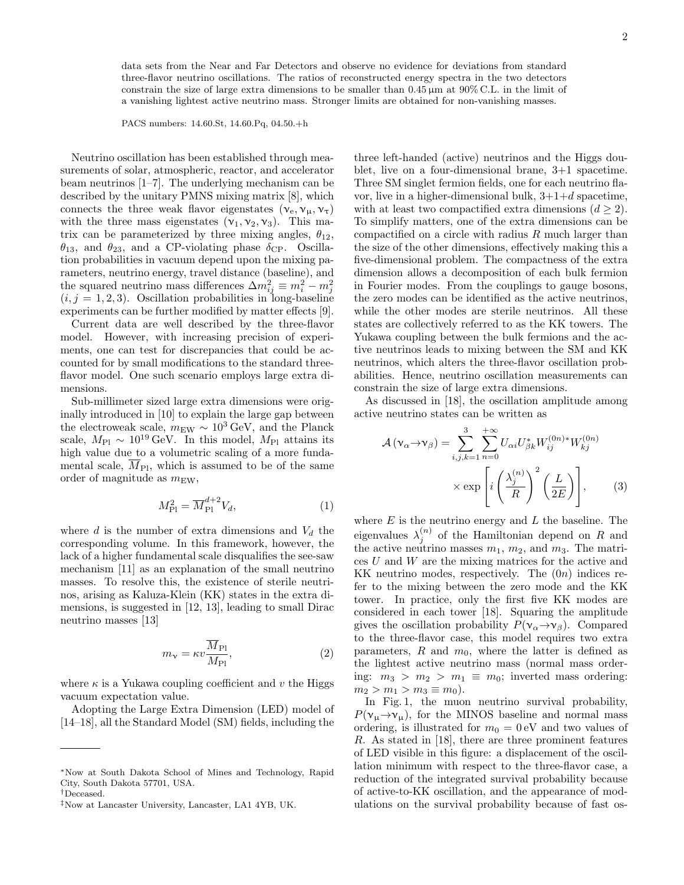data sets from the Near and Far Detectors and observe no evidence for deviations from standard three-flavor neutrino oscillations. The ratios of reconstructed energy spectra in the two detectors constrain the size of large extra dimensions to be smaller than 0.45 μm at 90% C.L. in the limit of a vanishing lightest active neutrino mass. Stronger limits are obtained for non-vanishing masses.

PACS numbers: 14.60.St, 14.60.Pq, 04.50.+h

Neutrino oscillation has been established through measurements of solar, atmospheric, reactor, and accelerator beam neutrinos [1–7]. The underlying mechanism can be described by the unitary PMNS mixing matrix [8], which connects the three weak flavor eigenstates ($\nu_e, \nu_\mu, \nu_\tau$) with the three mass eigenstates ($\nu_1, \nu_2, \nu_3$). This matrix can be parameterized by three mixing angles, $\theta_{12}$, $\theta_{13}$, and $\theta_{23}$, and a CP-violating phase $\delta_{\rm CP}$. Oscillation probabilities in vacuum depend upon the mixing parameters, neutrino energy, travel distance (baseline), and the squared neutrino mass differences $\Delta m^2_{ij} \equiv m_i^2 - m_j^2$ ($i, j = 1, 2, 3$). Oscillation probabilities in long-baseline experiments can be further modified by matter effects [9].

Current data are well described by the three-flavor model. However, with increasing precision of experiments, one can test for discrepancies that could be accounted for by small modifications to the standard three-flavor model. One such scenario employs large extra dimensions.

Sub-millimeter sized large extra dimensions were originally introduced in [10] to explain the large gap between the electroweak scale, $m_{\rm EW} \sim 10^3\,{\rm GeV}$, and the Planck scale, $M_{\rm Pl} \sim 10^{19}\,{\rm GeV}$. In this model, $M_{\rm Pl}$ attains its high value due to a volumetric scaling of a more fundamental scale, $\overline{M}_{\rm Pl}$, which is assumed to be of the same order of magnitude as $m_{\rm EW}$,

$$M_{\rm Pl}^2 = \overline{M}_{\rm Pl}^{d+2} V_d, \tag{1}$$

where $d$ is the number of extra dimensions and $V_d$ the corresponding volume. In this framework, however, the lack of a higher fundamental scale disqualifies the see-saw mechanism [11] as an explanation of the small neutrino masses. To resolve this, the existence of sterile neutrinos, arising as Kaluza-Klein (KK) states in the extra dimensions, is suggested in [12, 13], leading to small Dirac neutrino masses [13]

$$m_\nu = \kappa v \frac{\overline{M}_{\rm Pl}}{M_{\rm Pl}}, \tag{2}$$

where $\kappa$ is a Yukawa coupling coefficient and $v$ the Higgs vacuum expectation value.

Adopting the Large Extra Dimension (LED) model of [14–18], all the Standard Model (SM) fields, including the three left-handed (active) neutrinos and the Higgs doublet, live on a four-dimensional brane, 3+1 spacetime. Three SM singlet fermion fields, one for each neutrino flavor, live in a higher-dimensional bulk, 3+1+$d$ spacetime, with at least two compactified extra dimensions ($d \geq 2$). To simplify matters, one of the extra dimensions can be compactified on a circle with radius $R$ much larger than the size of the other dimensions, effectively making this a five-dimensional problem. The compactness of the extra dimension allows a decomposition of each bulk fermion in Fourier modes. From the couplings to gauge bosons, the zero modes can be identified as the active neutrinos, while the other modes are sterile neutrinos. All these states are collectively referred to as the KK towers. The Yukawa coupling between the bulk fermions and the active neutrinos leads to mixing between the SM and KK neutrinos, which alters the three-flavor oscillation probabilities. Hence, neutrino oscillation measurements can constrain the size of large extra dimensions.

As discussed in [18], the oscillation amplitude among active neutrino states can be written as

$$\mathcal{A}\left(\nu_\alpha \to \nu_\beta\right) = \sum_{i,j,k=1}^{3} \sum_{n=0}^{+\infty} U_{\alpha i} U^*_{\beta k} W^{(0n)*}_{ij} W^{(0n)}_{kj} \times \exp\left[ i \left( \frac{\lambda_j^{(n)}}{R} \right)^2 \left( \frac{L}{2E} \right) \right], \tag{3}$$

where $E$ is the neutrino energy and $L$ the baseline. The eigenvalues $\lambda_j^{(n)}$ of the Hamiltonian depend on $R$ and the active neutrino masses $m_1$, $m_2$, and $m_3$. The matrices $U$ and $W$ are the mixing matrices for the active and KK neutrino modes, respectively. The $(0n)$ indices refer to the mixing between the zero mode and the KK tower. In practice, only the first five KK modes are considered in each tower [18]. Squaring the amplitude gives the oscillation probability $P(\nu_\alpha \to \nu_\beta)$. Compared to the three-flavor case, this model requires two extra parameters, $R$ and $m_0$, where the latter is defined as the lightest active neutrino mass (normal mass ordering: $m_3 > m_2 > m_1 \equiv m_0$; inverted mass ordering: $m_2 > m_1 > m_3 \equiv m_0$).

In Fig. 1, the muon neutrino survival probability, $P(\nu_\mu \to \nu_\mu)$, for the MINOS baseline and normal mass ordering, is illustrated for $m_0 = 0\,{\rm eV}$ and two values of $R$. As stated in [18], there are three prominent features of LED visible in this figure: a displacement of the oscillation minimum with respect to the three-flavor case, a reduction of the integrated survival probability because of active-to-KK oscillation, and the appearance of modulations on the survival probability because of fast os-

---

*Now at South Dakota School of Mines and Technology, Rapid City, South Dakota 57701, USA.
†Deceased.
‡Now at Lancaster University, Lancaster, LA1 4YB, UK.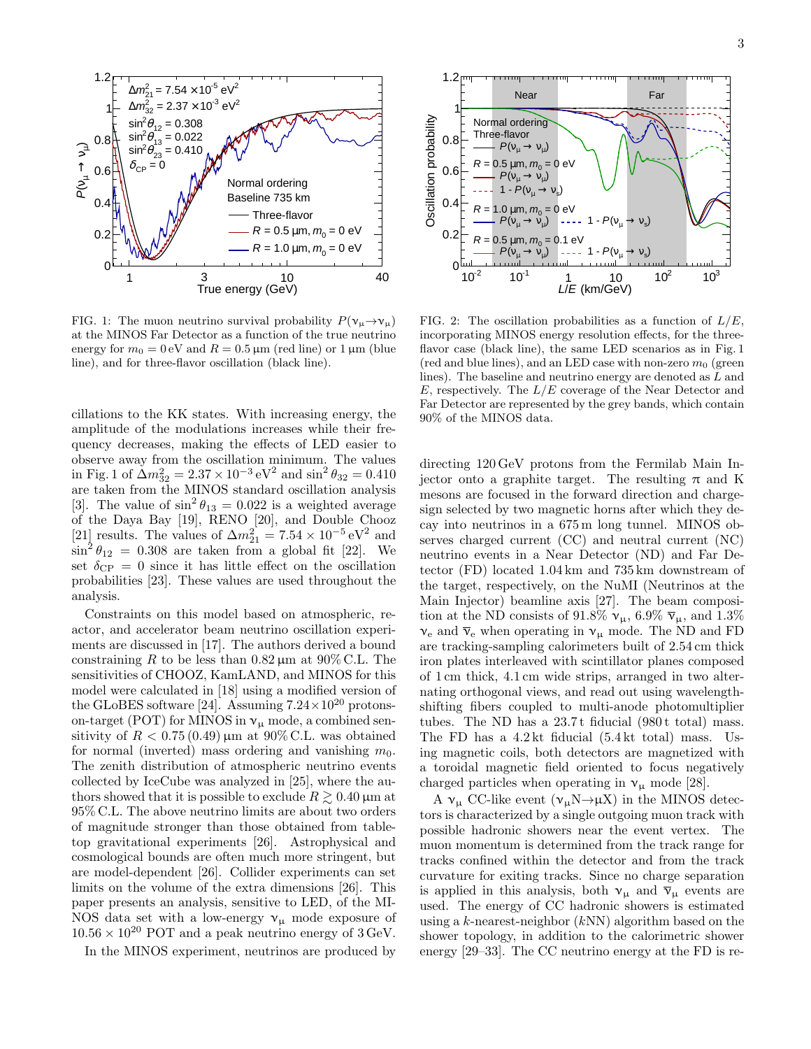FIG. 1: The muon neutrino survival probability $P(\nu_\mu \to \nu_\mu)$ at the MINOS Far Detector as a function of the true neutrino energy for $m_0 = 0\,\text{eV}$ and $R = 0.5\,\mu\text{m}$ (red line) or $1\,\mu\text{m}$ (blue line), and for three-flavor oscillation (black line).

FIG. 2: The oscillation probabilities as a function of $L/E$, incorporating MINOS energy resolution effects, for the three-flavor case (black line), the same LED scenarios as in Fig. 1 (red and blue lines), and an LED case with non-zero $m_0$ (green lines). The baseline and neutrino energy are denoted as $L$ and $E$, respectively. The $L/E$ coverage of the Near Detector and Far Detector are represented by the grey bands, which contain 90% of the MINOS data.

cillations to the KK states. With increasing energy, the amplitude of the modulations increases while their frequency decreases, making the effects of LED easier to observe away from the oscillation minimum. The values in Fig. 1 of $\Delta m^2_{32} = 2.37 \times 10^{-3}\,\text{eV}^2$ and $\sin^2\theta_{32} = 0.410$ are taken from the MINOS standard oscillation analysis [3]. The value of $\sin^2\theta_{13} = 0.022$ is a weighted average of the Daya Bay [19], RENO [20], and Double Chooz [21] results. The values of $\Delta m^2_{21} = 7.54 \times 10^{-5}\,\text{eV}^2$ and $\sin^2\theta_{12} = 0.308$ are taken from a global fit [22]. We set $\delta_{\text{CP}} = 0$ since it has little effect on the oscillation probabilities [23]. These values are used throughout the analysis.

Constraints on this model based on atmospheric, reactor, and accelerator beam neutrino oscillation experiments are discussed in [17]. The authors derived a bound constraining $R$ to be less than $0.82\,\mu\text{m}$ at 90% C.L. The sensitivities of CHOOZ, KamLAND, and MINOS for this model were calculated in [18] using a modified version of the GLoBES software [24]. Assuming $7.24\times10^{20}$ protons-on-target (POT) for MINOS in $\nu_\mu$ mode, a combined sensitivity of $R < 0.75\,(0.49)\,\mu\text{m}$ at 90% C.L. was obtained for normal (inverted) mass ordering and vanishing $m_0$. The zenith distribution of atmospheric neutrino events collected by IceCube was analyzed in [25], where the authors showed that it is possible to exclude $R \gtrsim 0.40\,\mu\text{m}$ at 95% C.L. The above neutrino limits are about two orders of magnitude stronger than those obtained from table-top gravitational experiments [26]. Astrophysical and cosmological bounds are often much more stringent, but are model-dependent [26]. Collider experiments can set limits on the volume of the extra dimensions [26]. This paper presents an analysis, sensitive to LED, of the MINOS data set with a low-energy $\nu_\mu$ mode exposure of $10.56 \times 10^{20}$ POT and a peak neutrino energy of 3 GeV.

In the MINOS experiment, neutrinos are produced by directing 120 GeV protons from the Fermilab Main Injector onto a graphite target. The resulting $\pi$ and K mesons are focused in the forward direction and charge-sign selected by two magnetic horns after which they decay into neutrinos in a 675 m long tunnel. MINOS observes charged current (CC) and neutral current (NC) neutrino events in a Near Detector (ND) and Far Detector (FD) located 1.04 km and 735 km downstream of the target, respectively, on the NuMI (Neutrinos at the Main Injector) beamline axis [27]. The beam composition at the ND consists of 91.8% $\nu_\mu$, 6.9% $\bar{\nu}_\mu$, and 1.3% $\nu_e$ and $\bar{\nu}_e$ when operating in $\nu_\mu$ mode. The ND and FD are tracking-sampling calorimeters built of 2.54 cm thick iron plates interleaved with scintillator planes composed of 1 cm thick, 4.1 cm wide strips, arranged in two alternating orthogonal views, and read out using wavelength-shifting fibers coupled to multi-anode photomultiplier tubes. The ND has a 23.7 t fiducial (980 t total) mass. The FD has a 4.2 kt fiducial (5.4 kt total) mass. Using magnetic coils, both detectors are magnetized with a toroidal magnetic field oriented to focus negatively charged particles when operating in $\nu_\mu$ mode [28].

A $\nu_\mu$ CC-like event ($\nu_\mu \text{N} \to \mu \text{X}$) in the MINOS detectors is characterized by a single outgoing muon track with possible hadronic showers near the event vertex. The muon momentum is determined from the track range for tracks confined within the detector and from the track curvature for exiting tracks. Since no charge separation is applied in this analysis, both $\nu_\mu$ and $\bar{\nu}_\mu$ events are used. The energy of CC hadronic showers is estimated using a $k$-nearest-neighbor ($k$NN) algorithm based on the shower topology, in addition to the calorimetric shower energy [29–33]. The CC neutrino energy at the FD is re-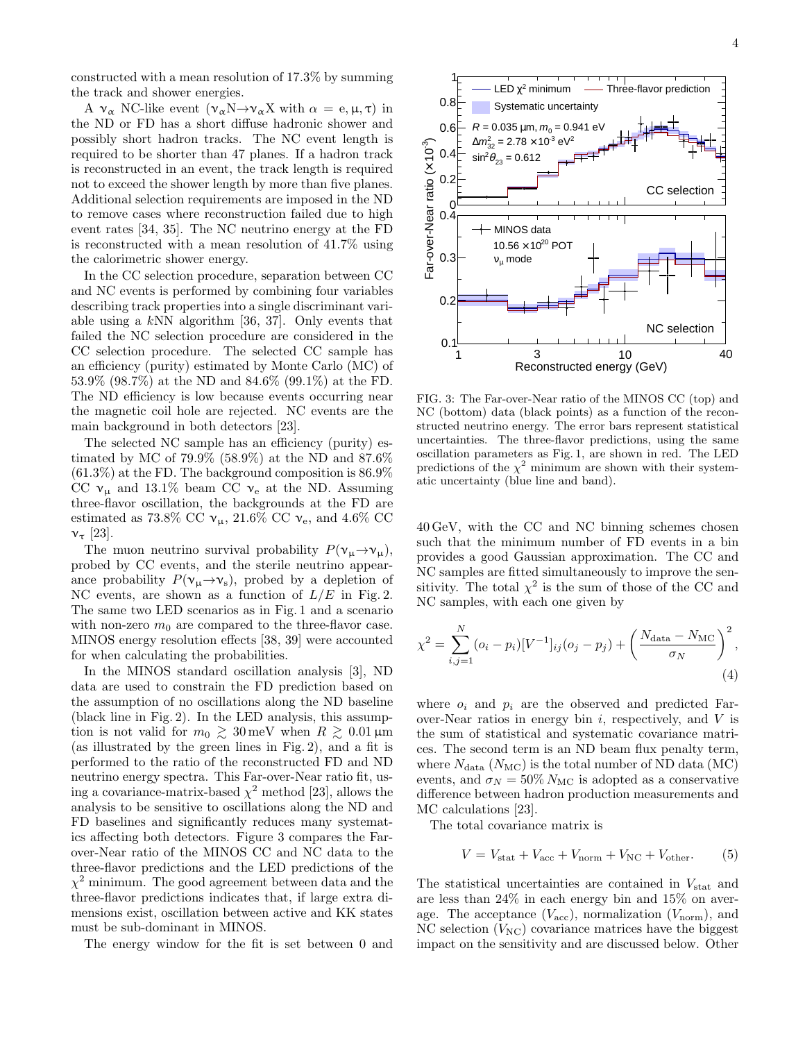constructed with a mean resolution of 17.3% by summing the track and shower energies.

A $\nu_\alpha$ NC-like event ($\nu_\alpha N \to \nu_\alpha X$ with $\alpha = e, \mu, \tau$) in the ND or FD has a short diffuse hadronic shower and possibly short hadron tracks. The NC event length is required to be shorter than 47 planes. If a hadron track is reconstructed in an event, the track length is required not to exceed the shower length by more than five planes. Additional selection requirements are imposed in the ND to remove cases where reconstruction failed due to high event rates [34, 35]. The NC neutrino energy at the FD is reconstructed with a mean resolution of 41.7% using the calorimetric shower energy.

In the CC selection procedure, separation between CC and NC events is performed by combining four variables describing track properties into a single discriminant variable using a $k$NN algorithm [36, 37]. Only events that failed the NC selection procedure are considered in the CC selection procedure. The selected CC sample has an efficiency (purity) estimated by Monte Carlo (MC) of 53.9% (98.7%) at the ND and 84.6% (99.1%) at the FD. The ND efficiency is low because events occurring near the magnetic coil hole are rejected. NC events are the main background in both detectors [23].

The selected NC sample has an efficiency (purity) estimated by MC of 79.9% (58.9%) at the ND and 87.6% (61.3%) at the FD. The background composition is 86.9% CC $\nu_\mu$ and 13.1% beam CC $\nu_e$ at the ND. Assuming three-flavor oscillation, the backgrounds at the FD are estimated as 73.8% CC $\nu_\mu$, 21.6% CC $\nu_e$, and 4.6% CC $\nu_\tau$ [23].

The muon neutrino survival probability $P(\nu_\mu \to \nu_\mu)$, probed by CC events, and the sterile neutrino appearance probability $P(\nu_\mu \to \nu_s)$, probed by a depletion of NC events, are shown as a function of $L/E$ in Fig. 2. The same two LED scenarios as in Fig. 1 and a scenario with non-zero $m_0$ are compared to the three-flavor case. MINOS energy resolution effects [38, 39] were accounted for when calculating the probabilities.

In the MINOS standard oscillation analysis [3], ND data are used to constrain the FD prediction based on the assumption of no oscillations along the ND baseline (black line in Fig. 2). In the LED analysis, this assumption is not valid for $m_0 \gtrsim 30\,\text{meV}$ when $R \gtrsim 0.01\,\mu\text{m}$ (as illustrated by the green lines in Fig. 2), and a fit is performed to the ratio of the reconstructed FD and ND neutrino energy spectra. This Far-over-Near ratio fit, using a covariance-matrix-based $\chi^2$ method [23], allows the analysis to be sensitive to oscillations along the ND and FD baselines and significantly reduces many systematics affecting both detectors. Figure 3 compares the Far-over-Near ratio of the MINOS CC and NC data to the three-flavor predictions and the LED predictions of the $\chi^2$ minimum. The good agreement between data and the three-flavor predictions indicates that, if large extra dimensions exist, oscillation between active and KK states must be sub-dominant in MINOS.

The energy window for the fit is set between 0 and 40 GeV, with the CC and NC binning schemes chosen such that the minimum number of FD events in a bin provides a good Gaussian approximation. The CC and NC samples are fitted simultaneously to improve the sensitivity. The total $\chi^2$ is the sum of those of the CC and NC samples, with each one given by

$$\chi^2 = \sum_{i,j=1}^{N} (o_i - p_i)[V^{-1}]_{ij}(o_j - p_j) + \left(\frac{N_{\text{data}} - N_{\text{MC}}}{\sigma_N}\right)^2, \quad (4)$$

where $o_i$ and $p_i$ are the observed and predicted Far-over-Near ratios in energy bin $i$, respectively, and $V$ is the sum of statistical and systematic covariance matrices. The second term is an ND beam flux penalty term, where $N_{\text{data}}$ ($N_{\text{MC}}$) is the total number of ND data (MC) events, and $\sigma_N = 50\%\, N_{\text{MC}}$ is adopted as a conservative difference between hadron production measurements and MC calculations [23].

The total covariance matrix is

$$V = V_{\text{stat}} + V_{\text{acc}} + V_{\text{norm}} + V_{\text{NC}} + V_{\text{other}}. \quad (5)$$

The statistical uncertainties are contained in $V_{\text{stat}}$ and are less than 24% in each energy bin and 15% on average. The acceptance ($V_{\text{acc}}$), normalization ($V_{\text{norm}}$), and NC selection ($V_{\text{NC}}$) covariance matrices have the biggest impact on the sensitivity and are discussed below. Other

FIG. 3: The Far-over-Near ratio of the MINOS CC (top) and NC (bottom) data (black points) as a function of the reconstructed neutrino energy. The error bars represent statistical uncertainties. The three-flavor predictions, using the same oscillation parameters as Fig. 1, are shown in red. The LED predictions of the $\chi^2$ minimum are shown with their systematic uncertainty (blue line and band).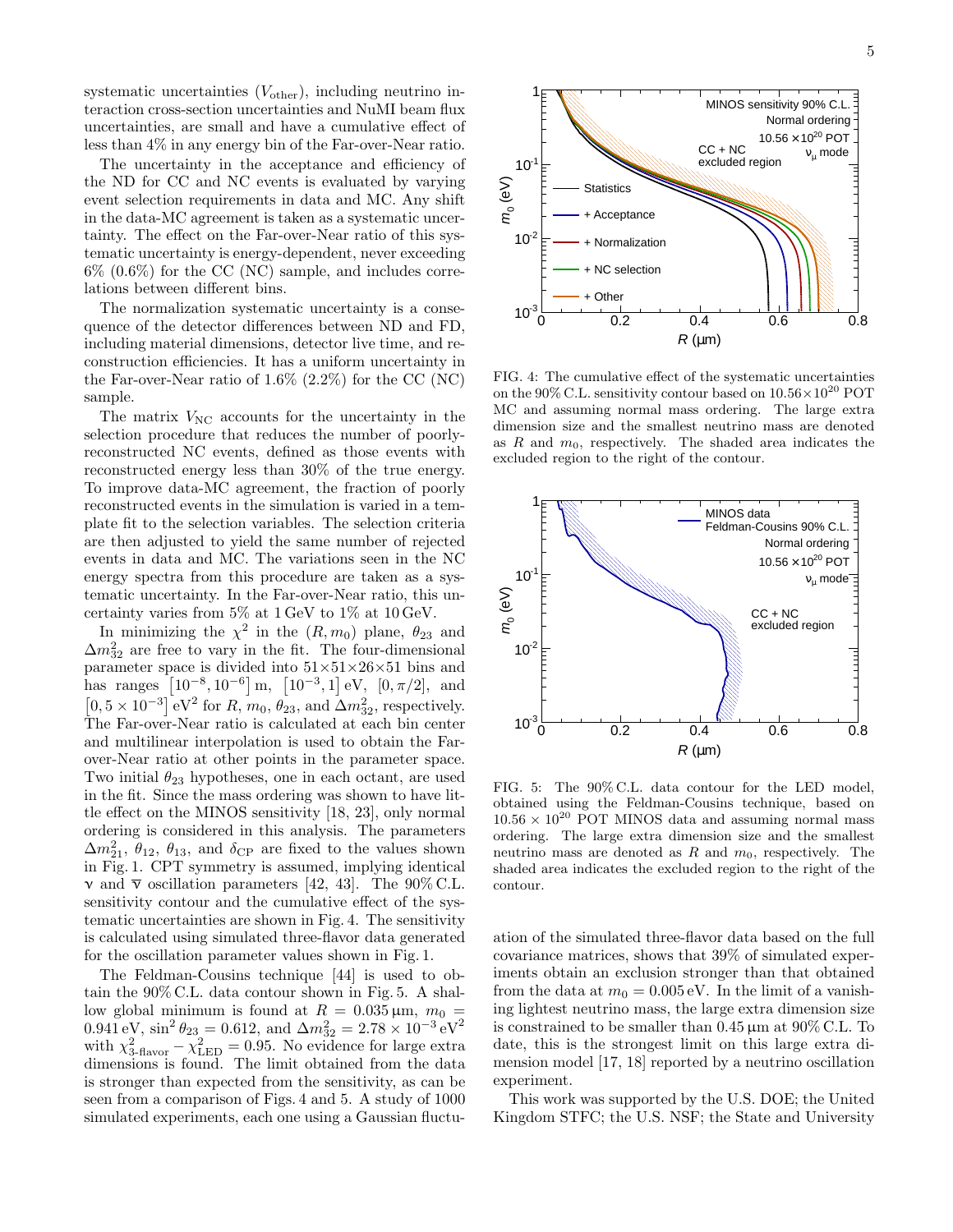systematic uncertainties ($V_{\text{other}}$), including neutrino interaction cross-section uncertainties and NuMI beam flux uncertainties, are small and have a cumulative effect of less than 4% in any energy bin of the Far-over-Near ratio.

The uncertainty in the acceptance and efficiency of the ND for CC and NC events is evaluated by varying event selection requirements in data and MC. Any shift in the data-MC agreement is taken as a systematic uncertainty. The effect on the Far-over-Near ratio of this systematic uncertainty is energy-dependent, never exceeding 6% (0.6%) for the CC (NC) sample, and includes correlations between different bins.

The normalization systematic uncertainty is a consequence of the detector differences between ND and FD, including material dimensions, detector live time, and reconstruction efficiencies. It has a uniform uncertainty in the Far-over-Near ratio of 1.6% (2.2%) for the CC (NC) sample.

The matrix $V_{\text{NC}}$ accounts for the uncertainty in the selection procedure that reduces the number of poorly-reconstructed NC events, defined as those events with reconstructed energy less than 30% of the true energy. To improve data-MC agreement, the fraction of poorly reconstructed events in the simulation is varied in a template fit to the selection variables. The selection criteria are then adjusted to yield the same number of rejected events in data and MC. The variations seen in the NC energy spectra from this procedure are taken as a systematic uncertainty. In the Far-over-Near ratio, this uncertainty varies from 5% at 1 GeV to 1% at 10 GeV.

In minimizing the $\chi^2$ in the $(R, m_0)$ plane, $\theta_{23}$ and $\Delta m^2_{32}$ are free to vary in the fit. The four-dimensional parameter space is divided into $51\times51\times26\times51$ bins and has ranges $\left[10^{-8}, 10^{-6}\right]$ m, $\left[10^{-3}, 1\right]$ eV, $[0, \pi/2]$, and $\left[0, 5\times10^{-3}\right]$ eV$^2$ for $R$, $m_0$, $\theta_{23}$, and $\Delta m^2_{32}$, respectively. The Far-over-Near ratio is calculated at each bin center and multilinear interpolation is used to obtain the Far-over-Near ratio at other points in the parameter space. Two initial $\theta_{23}$ hypotheses, one in each octant, are used in the fit. Since the mass ordering was shown to have little effect on the MINOS sensitivity [18, 23], only normal ordering is considered in this analysis. The parameters $\Delta m^2_{21}$, $\theta_{12}$, $\theta_{13}$, and $\delta_{\text{CP}}$ are fixed to the values shown in Fig. 1. CPT symmetry is assumed, implying identical $\nu$ and $\bar{\nu}$ oscillation parameters [42, 43]. The 90% C.L. sensitivity contour and the cumulative effect of the systematic uncertainties are shown in Fig. 4. The sensitivity is calculated using simulated three-flavor data generated for the oscillation parameter values shown in Fig. 1.

The Feldman-Cousins technique [44] is used to obtain the 90% C.L. data contour shown in Fig. 5. A shallow global minimum is found at $R = 0.035\,\mu$m, $m_0 = 0.941$ eV, $\sin^2\theta_{23} = 0.612$, and $\Delta m^2_{32} = 2.78\times10^{-3}$ eV$^2$ with $\chi^2_{\text{3-flavor}} - \chi^2_{\text{LED}} = 0.95$. No evidence for large extra dimensions is found. The limit obtained from the data is stronger than expected from the sensitivity, as can be seen from a comparison of Figs. 4 and 5. A study of 1000 simulated experiments, each one using a Gaussian fluctuation of the simulated three-flavor data based on the full covariance matrices, shows that 39% of simulated experiments obtain an exclusion stronger than that obtained from the data at $m_0 = 0.005$ eV. In the limit of a vanishing lightest neutrino mass, the large extra dimension size is constrained to be smaller than $0.45\,\mu$m at 90% C.L. To date, this is the strongest limit on this large extra dimension model [17, 18] reported by a neutrino oscillation experiment.

FIG. 4: The cumulative effect of the systematic uncertainties on the 90% C.L. sensitivity contour based on $10.56\times10^{20}$ POT MC and assuming normal mass ordering. The large extra dimension size and the smallest neutrino mass are denoted as $R$ and $m_0$, respectively. The shaded area indicates the excluded region to the right of the contour.

FIG. 5: The 90% C.L. data contour for the LED model, obtained using the Feldman-Cousins technique, based on $10.56\times10^{20}$ POT MINOS data and assuming normal mass ordering. The large extra dimension size and the smallest neutrino mass are denoted as $R$ and $m_0$, respectively. The shaded area indicates the excluded region to the right of the contour.

This work was supported by the U.S. DOE; the United Kingdom STFC; the U.S. NSF; the State and University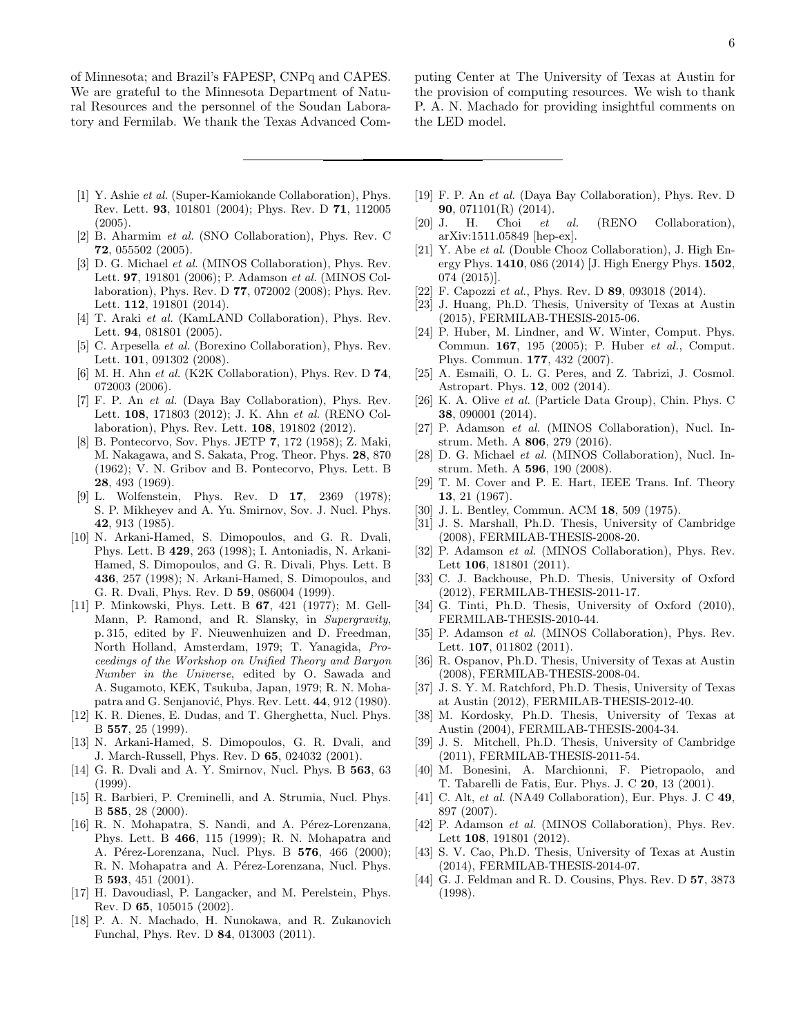of Minnesota; and Brazil's FAPESP, CNPq and CAPES. We are grateful to the Minnesota Department of Natural Resources and the personnel of the Soudan Laboratory and Fermilab. We thank the Texas Advanced Computing Center at The University of Texas at Austin for the provision of computing resources. We wish to thank P. A. N. Machado for providing insightful comments on the LED model.

---

[1] Y. Ashie *et al.* (Super-Kamiokande Collaboration), Phys. Rev. Lett. **93**, 101801 (2004); Phys. Rev. D **71**, 112005 (2005).

[2] B. Aharmim *et al.* (SNO Collaboration), Phys. Rev. C **72**, 055502 (2005).

[3] D. G. Michael *et al.* (MINOS Collaboration), Phys. Rev. Lett. **97**, 191801 (2006); P. Adamson *et al.* (MINOS Collaboration), Phys. Rev. D **77**, 072002 (2008); Phys. Rev. Lett. **112**, 191801 (2014).

[4] T. Araki *et al.* (KamLAND Collaboration), Phys. Rev. Lett. **94**, 081801 (2005).

[5] C. Arpesella *et al.* (Borexino Collaboration), Phys. Rev. Lett. **101**, 091302 (2008).

[6] M. H. Ahn *et al.* (K2K Collaboration), Phys. Rev. D **74**, 072003 (2006).

[7] F. P. An *et al.* (Daya Bay Collaboration), Phys. Rev. Lett. **108**, 171803 (2012); J. K. Ahn *et al.* (RENO Collaboration), Phys. Rev. Lett. **108**, 191802 (2012).

[8] B. Pontecorvo, Sov. Phys. JETP **7**, 172 (1958); Z. Maki, M. Nakagawa, and S. Sakata, Prog. Theor. Phys. **28**, 870 (1962); V. N. Gribov and B. Pontecorvo, Phys. Lett. B **28**, 493 (1969).

[9] L. Wolfenstein, Phys. Rev. D **17**, 2369 (1978); S. P. Mikheyev and A. Yu. Smirnov, Sov. J. Nucl. Phys. **42**, 913 (1985).

[10] N. Arkani-Hamed, S. Dimopoulos, and G. R. Dvali, Phys. Lett. B **429**, 263 (1998); I. Antoniadis, N. Arkani-Hamed, S. Dimopoulos, and G. R. Divali, Phys. Lett. B **436**, 257 (1998); N. Arkani-Hamed, S. Dimopoulos, and G. R. Dvali, Phys. Rev. D **59**, 086004 (1999).

[11] P. Minkowski, Phys. Lett. B **67**, 421 (1977); M. Gell-Mann, P. Ramond, and R. Slansky, in *Supergravity*, p. 315, edited by F. Nieuwenhuizen and D. Freedman, North Holland, Amsterdam, 1979; T. Yanagida, *Proceedings of the Workshop on Unified Theory and Baryon Number in the Universe*, edited by O. Sawada and A. Sugamoto, KEK, Tsukuba, Japan, 1979; R. N. Mohapatra and G. Senjanović, Phys. Rev. Lett. **44**, 912 (1980).

[12] K. R. Dienes, E. Dudas, and T. Gherghetta, Nucl. Phys. B **557**, 25 (1999).

[13] N. Arkani-Hamed, S. Dimopoulos, G. R. Dvali, and J. March-Russell, Phys. Rev. D **65**, 024032 (2001).

[14] G. R. Dvali and A. Y. Smirnov, Nucl. Phys. B **563**, 63 (1999).

[15] R. Barbieri, P. Creminelli, and A. Strumia, Nucl. Phys. B **585**, 28 (2000).

[16] R. N. Mohapatra, S. Nandi, and A. Pérez-Lorenzana, Phys. Lett. B **466**, 115 (1999); R. N. Mohapatra and A. Pérez-Lorenzana, Nucl. Phys. B **576**, 466 (2000); R. N. Mohapatra and A. Pérez-Lorenzana, Nucl. Phys. B **593**, 451 (2001).

[17] H. Davoudiasl, P. Langacker, and M. Perelstein, Phys. Rev. D **65**, 105015 (2002).

[18] P. A. N. Machado, H. Nunokawa, and R. Zukanovich Funchal, Phys. Rev. D **84**, 013003 (2011).

[19] F. P. An *et al.* (Daya Bay Collaboration), Phys. Rev. D **90**, 071101(R) (2014).

[20] J. H. Choi *et al.* (RENO Collaboration), arXiv:1511.05849 [hep-ex].

[21] Y. Abe *et al.* (Double Chooz Collaboration), J. High Energy Phys. **1410**, 086 (2014) [J. High Energy Phys. **1502**, 074 (2015)].

[22] F. Capozzi *et al.*, Phys. Rev. D **89**, 093018 (2014).

[23] J. Huang, Ph.D. Thesis, University of Texas at Austin (2015), FERMILAB-THESIS-2015-06.

[24] P. Huber, M. Lindner, and W. Winter, Comput. Phys. Commun. **167**, 195 (2005); P. Huber *et al.*, Comput. Phys. Commun. **177**, 432 (2007).

[25] A. Esmaili, O. L. G. Peres, and Z. Tabrizi, J. Cosmol. Astropart. Phys. **12**, 002 (2014).

[26] K. A. Olive *et al.* (Particle Data Group), Chin. Phys. C **38**, 090001 (2014).

[27] P. Adamson *et al.* (MINOS Collaboration), Nucl. Instrum. Meth. A **806**, 279 (2016).

[28] D. G. Michael *et al.* (MINOS Collaboration), Nucl. Instrum. Meth. A **596**, 190 (2008).

[29] T. M. Cover and P. E. Hart, IEEE Trans. Inf. Theory **13**, 21 (1967).

[30] J. L. Bentley, Commun. ACM **18**, 509 (1975).

[31] J. S. Marshall, Ph.D. Thesis, University of Cambridge (2008), FERMILAB-THESIS-2008-20.

[32] P. Adamson *et al.* (MINOS Collaboration), Phys. Rev. Lett **106**, 181801 (2011).

[33] C. J. Backhouse, Ph.D. Thesis, University of Oxford (2012), FERMILAB-THESIS-2011-17.

[34] G. Tinti, Ph.D. Thesis, University of Oxford (2010), FERMILAB-THESIS-2010-44.

[35] P. Adamson *et al.* (MINOS Collaboration), Phys. Rev. Lett. **107**, 011802 (2011).

[36] R. Ospanov, Ph.D. Thesis, University of Texas at Austin (2008), FERMILAB-THESIS-2008-04.

[37] J. S. Y. M. Ratchford, Ph.D. Thesis, University of Texas at Austin (2012), FERMILAB-THESIS-2012-40.

[38] M. Kordosky, Ph.D. Thesis, University of Texas at Austin (2004), FERMILAB-THESIS-2004-34.

[39] J. S. Mitchell, Ph.D. Thesis, University of Cambridge (2011), FERMILAB-THESIS-2011-54.

[40] M. Bonesini, A. Marchionni, F. Pietropaolo, and T. Tabarelli de Fatis, Eur. Phys. J. C **20**, 13 (2001).

[41] C. Alt, *et al.* (NA49 Collaboration), Eur. Phys. J. C **49**, 897 (2007).

[42] P. Adamson *et al.* (MINOS Collaboration), Phys. Rev. Lett **108**, 191801 (2012).

[43] S. V. Cao, Ph.D. Thesis, University of Texas at Austin (2014), FERMILAB-THESIS-2014-07.

[44] G. J. Feldman and R. D. Cousins, Phys. Rev. D **57**, 3873 (1998).